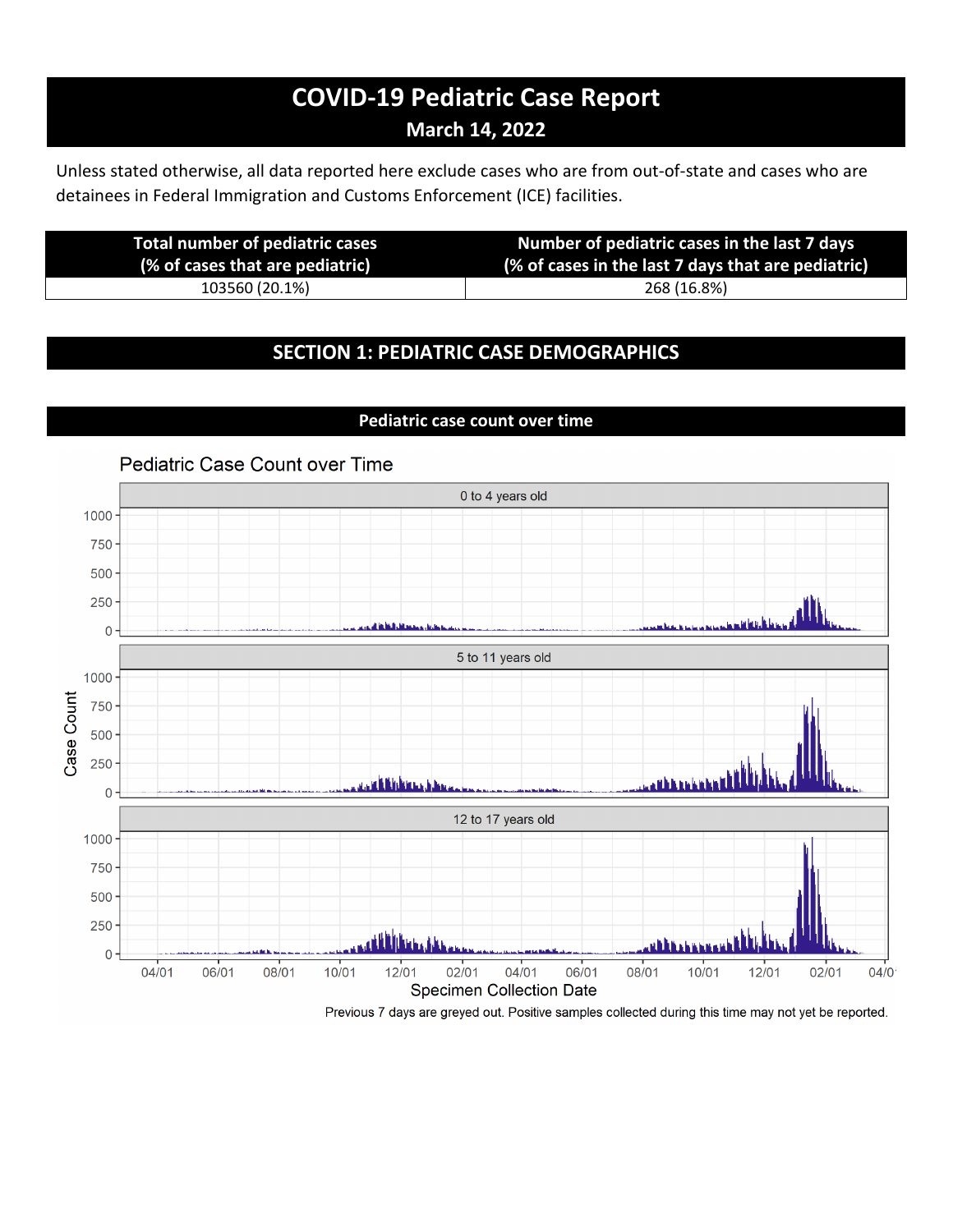# COVID-19 Pediatric Case Report

**March 14, 2022**

Unless stated otherwise, all data reported here exclude cases who are from out-of-state and cases who are detainees in Federal Immigration and Customs Enforcement (ICE) facilities.

| Total number of pediatric cases (% of cases that are pediatric) | Number of pediatric cases in the last 7 days (% of cases in the last 7 days that are pediatric) |
| --- | --- |
| 103560 (20.1%) | 268 (16.8%) |

## SECTION 1: PEDIATRIC CASE DEMOGRAPHICS

### Pediatric case count over time

Pediatric Case Count over Time

Previous 7 days are greyed out. Positive samples collected during this time may not yet be reported.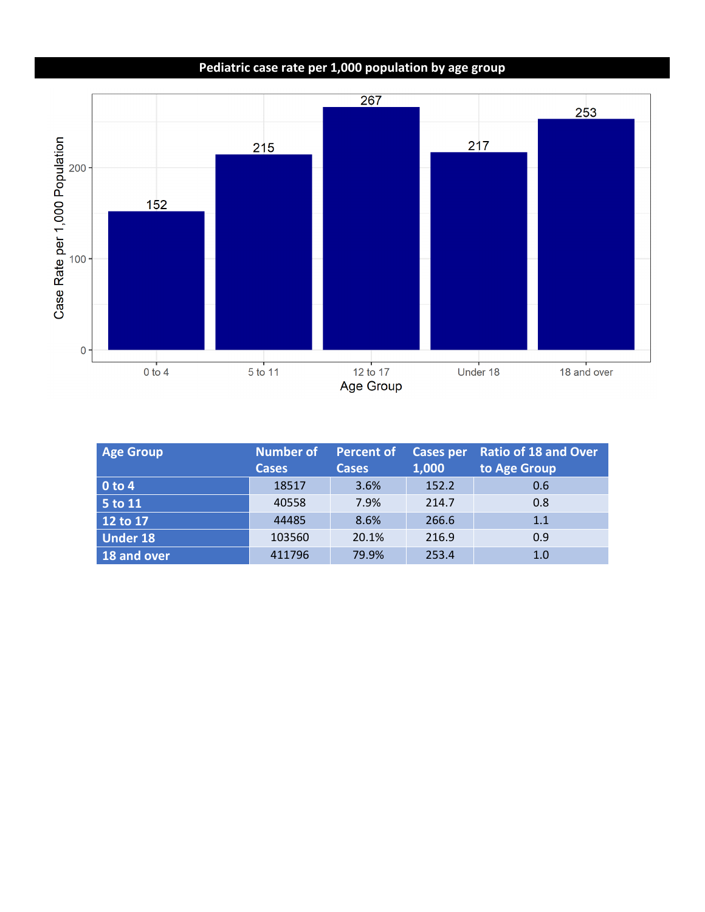## Pediatric case rate per 1,000 population by age group

| Age Group | Number of Cases | Percent of Cases | Cases per 1,000 | Ratio of 18 and Over to Age Group |
|---|---|---|---|---|
| 0 to 4 | 18517 | 3.6% | 152.2 | 0.6 |
| 5 to 11 | 40558 | 7.9% | 214.7 | 0.8 |
| 12 to 17 | 44485 | 8.6% | 266.6 | 1.1 |
| Under 18 | 103560 | 20.1% | 216.9 | 0.9 |
| 18 and over | 411796 | 79.9% | 253.4 | 1.0 |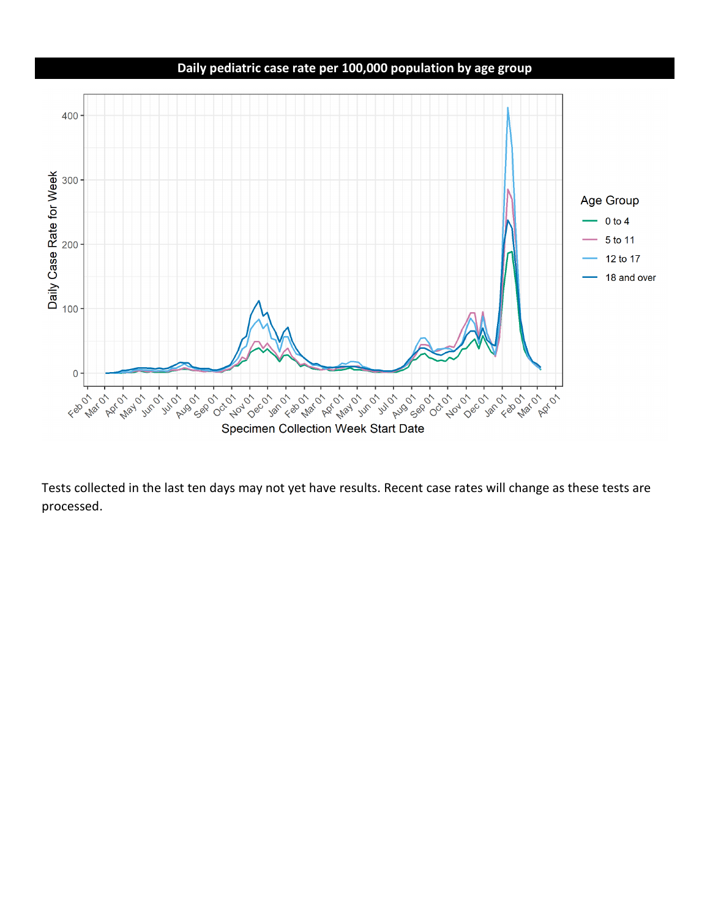## Daily pediatric case rate per 100,000 population by age group

Tests collected in the last ten days may not yet have results. Recent case rates will change as these tests are processed.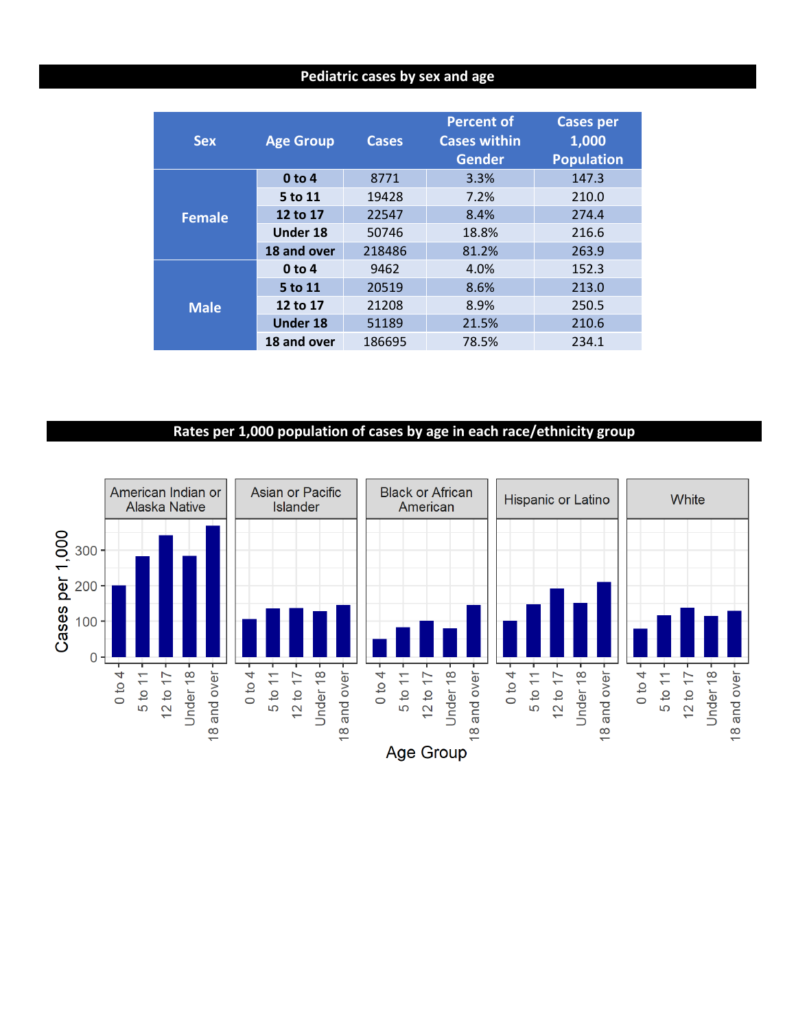## Pediatric cases by sex and age

| Sex | Age Group | Cases | Percent of Cases within Gender | Cases per 1,000 Population |
|---|---|---|---|---|
| Female | 0 to 4 | 8771 | 3.3% | 147.3 |
| | 5 to 11 | 19428 | 7.2% | 210.0 |
| | 12 to 17 | 22547 | 8.4% | 274.4 |
| | Under 18 | 50746 | 18.8% | 216.6 |
| | 18 and over | 218486 | 81.2% | 263.9 |
| Male | 0 to 4 | 9462 | 4.0% | 152.3 |
| | 5 to 11 | 20519 | 8.6% | 213.0 |
| | 12 to 17 | 21208 | 8.9% | 250.5 |
| | Under 18 | 51189 | 21.5% | 210.6 |
| | 18 and over | 186695 | 78.5% | 234.1 |

## Rates per 1,000 population of cases by age in each race/ethnicity group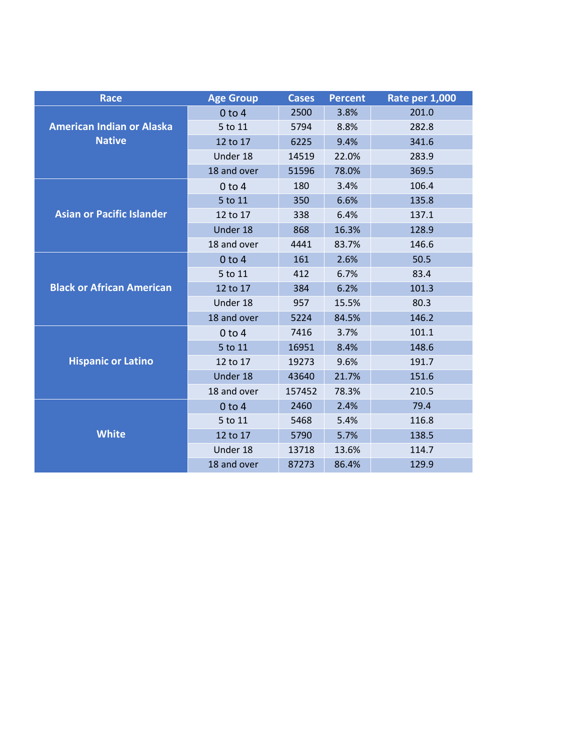| Race | Age Group | Cases | Percent | Rate per 1,000 |
|---|---|---|---|---|
| American Indian or Alaska Native | 0 to 4 | 2500 | 3.8% | 201.0 |
| | 5 to 11 | 5794 | 8.8% | 282.8 |
| | 12 to 17 | 6225 | 9.4% | 341.6 |
| | Under 18 | 14519 | 22.0% | 283.9 |
| | 18 and over | 51596 | 78.0% | 369.5 |
| Asian or Pacific Islander | 0 to 4 | 180 | 3.4% | 106.4 |
| | 5 to 11 | 350 | 6.6% | 135.8 |
| | 12 to 17 | 338 | 6.4% | 137.1 |
| | Under 18 | 868 | 16.3% | 128.9 |
| | 18 and over | 4441 | 83.7% | 146.6 |
| Black or African American | 0 to 4 | 161 | 2.6% | 50.5 |
| | 5 to 11 | 412 | 6.7% | 83.4 |
| | 12 to 17 | 384 | 6.2% | 101.3 |
| | Under 18 | 957 | 15.5% | 80.3 |
| | 18 and over | 5224 | 84.5% | 146.2 |
| Hispanic or Latino | 0 to 4 | 7416 | 3.7% | 101.1 |
| | 5 to 11 | 16951 | 8.4% | 148.6 |
| | 12 to 17 | 19273 | 9.6% | 191.7 |
| | Under 18 | 43640 | 21.7% | 151.6 |
| | 18 and over | 157452 | 78.3% | 210.5 |
| White | 0 to 4 | 2460 | 2.4% | 79.4 |
| | 5 to 11 | 5468 | 5.4% | 116.8 |
| | 12 to 17 | 5790 | 5.7% | 138.5 |
| | Under 18 | 13718 | 13.6% | 114.7 |
| | 18 and over | 87273 | 86.4% | 129.9 |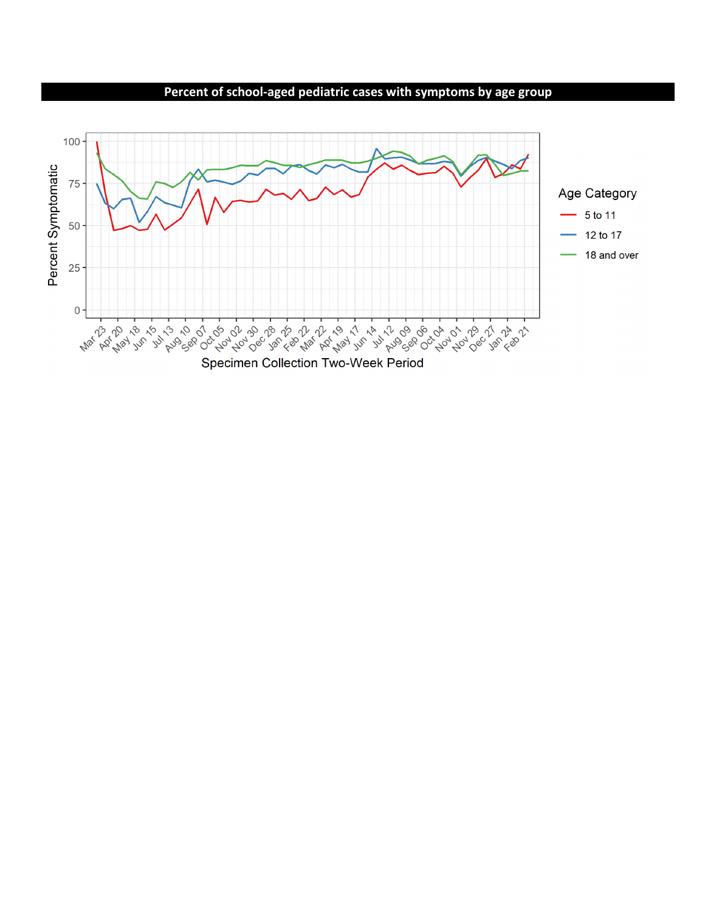## Percent of school-aged pediatric cases with symptoms by age group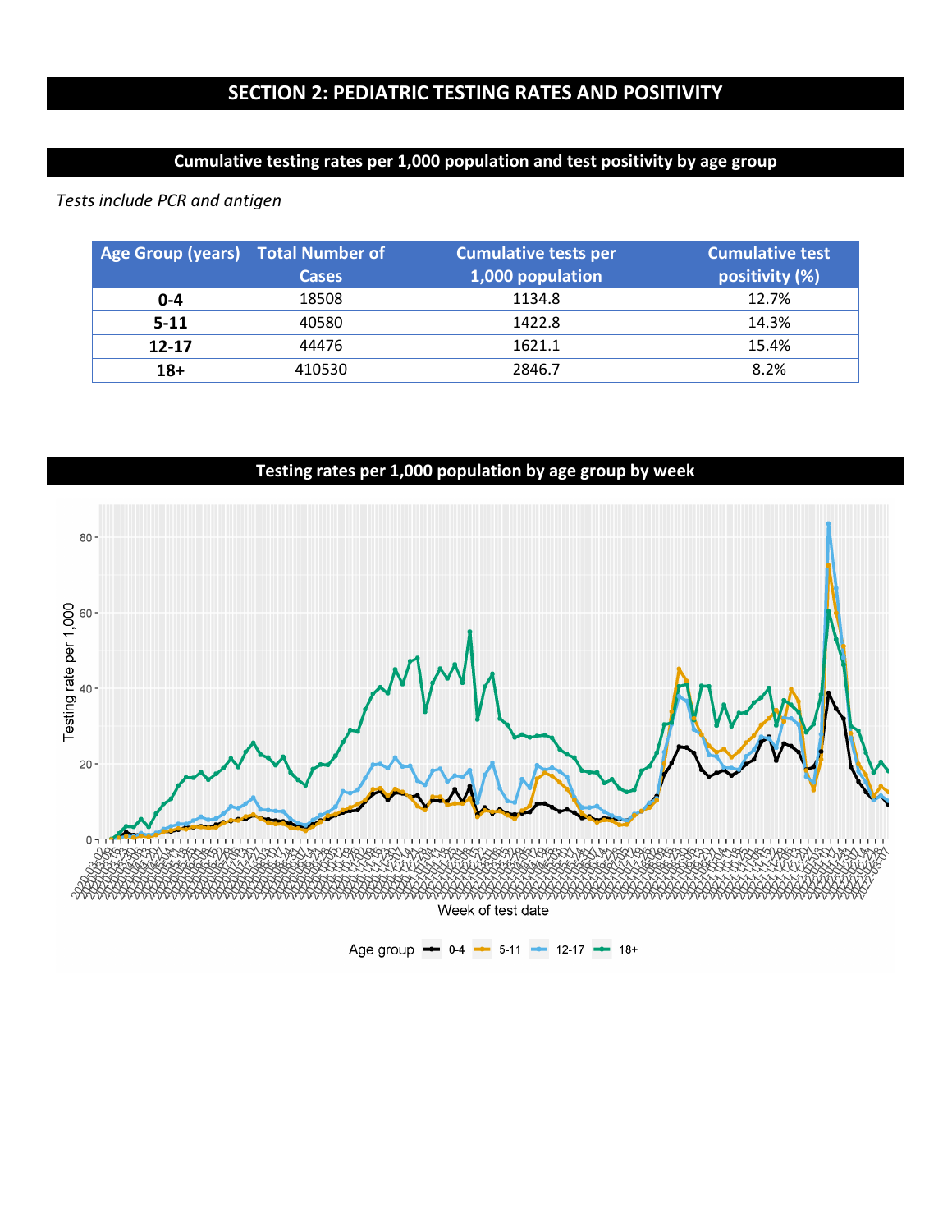## SECTION 2: PEDIATRIC TESTING RATES AND POSITIVITY

### Cumulative testing rates per 1,000 population and test positivity by age group

*Tests include PCR and antigen*

| Age Group (years) | Total Number of Cases | Cumulative tests per 1,000 population | Cumulative test positivity (%) |
|---|---|---|---|
| **0-4** | 18508 | 1134.8 | 12.7% |
| **5-11** | 40580 | 1422.8 | 14.3% |
| **12-17** | 44476 | 1621.1 | 15.4% |
| **18+** | 410530 | 2846.7 | 8.2% |

### Testing rates per 1,000 population by age group by week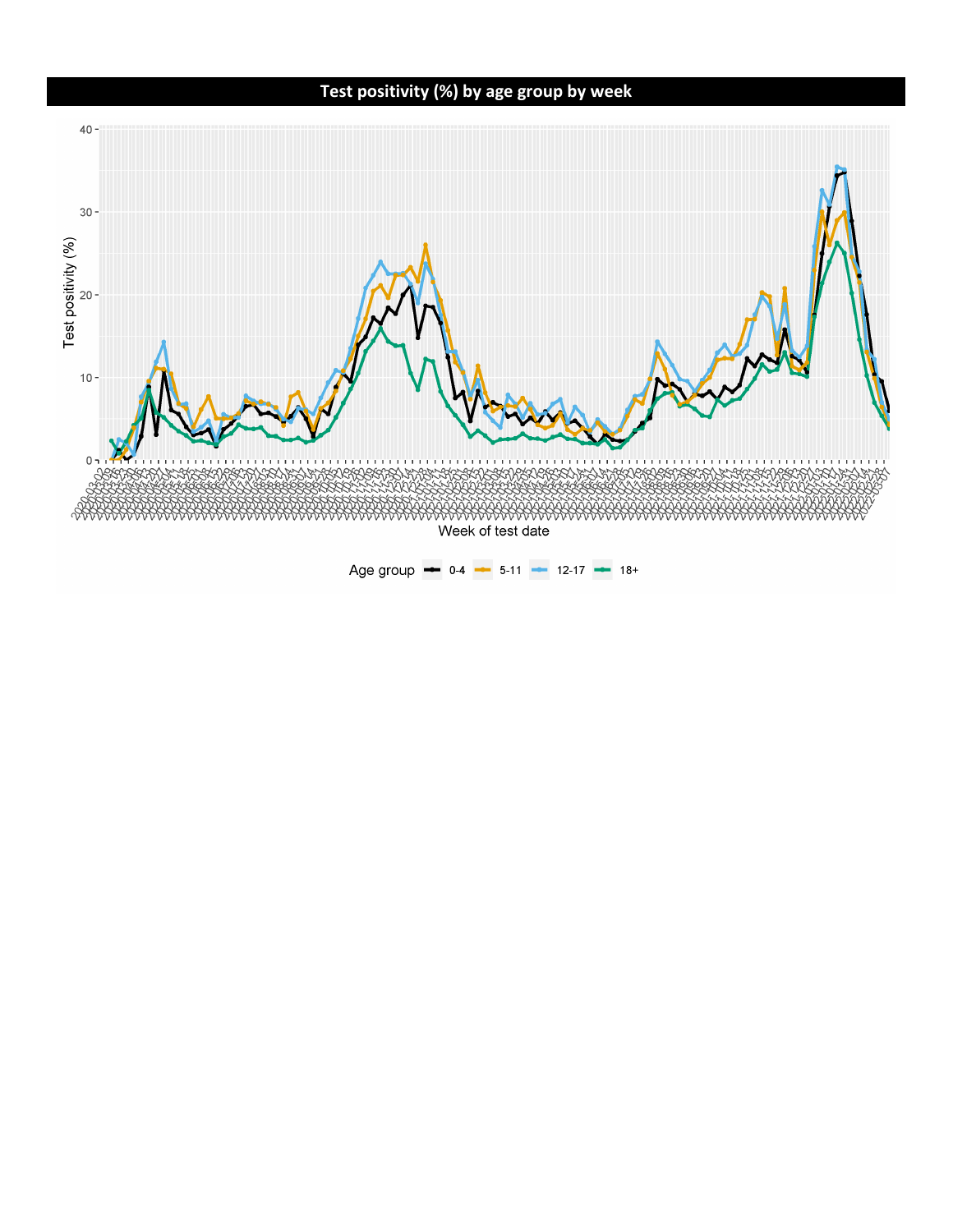# Test positivity (%) by age group by week

Test positivity (%)

Week of test date

Age group: 0-4, 5-11, 12-17, 18+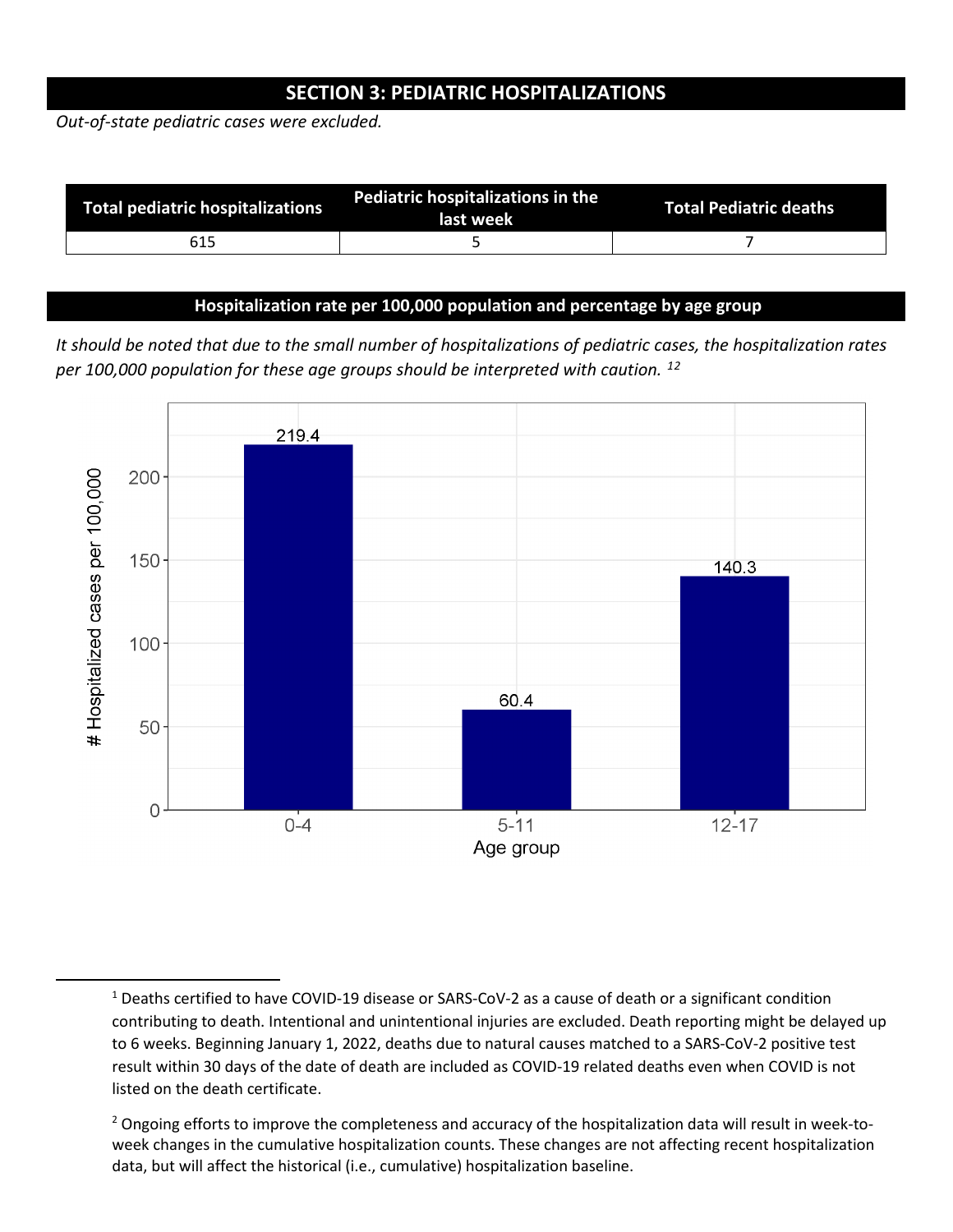## SECTION 3: PEDIATRIC HOSPITALIZATIONS

*Out-of-state pediatric cases were excluded.*

| Total pediatric hospitalizations | Pediatric hospitalizations in the last week | Total Pediatric deaths |
|---|---|---|
| 615 | 5 | 7 |

### Hospitalization rate per 100,000 population and percentage by age group

*It should be noted that due to the small number of hospitalizations of pediatric cases, the hospitalization rates per 100,000 population for these age groups should be interpreted with caution.* [12]

| Age group | # Hospitalized cases per 100,000 |
|---|---|
| 0-4 | 219.4 |
| 5-11 | 60.4 |
| 12-17 | 140.3 |

[1] Deaths certified to have COVID-19 disease or SARS-CoV-2 as a cause of death or a significant condition contributing to death. Intentional and unintentional injuries are excluded. Death reporting might be delayed up to 6 weeks. Beginning January 1, 2022, deaths due to natural causes matched to a SARS-CoV-2 positive test result within 30 days of the date of death are included as COVID-19 related deaths even when COVID is not listed on the death certificate.

[2] Ongoing efforts to improve the completeness and accuracy of the hospitalization data will result in week-to-week changes in the cumulative hospitalization counts. These changes are not affecting recent hospitalization data, but will affect the historical (i.e., cumulative) hospitalization baseline.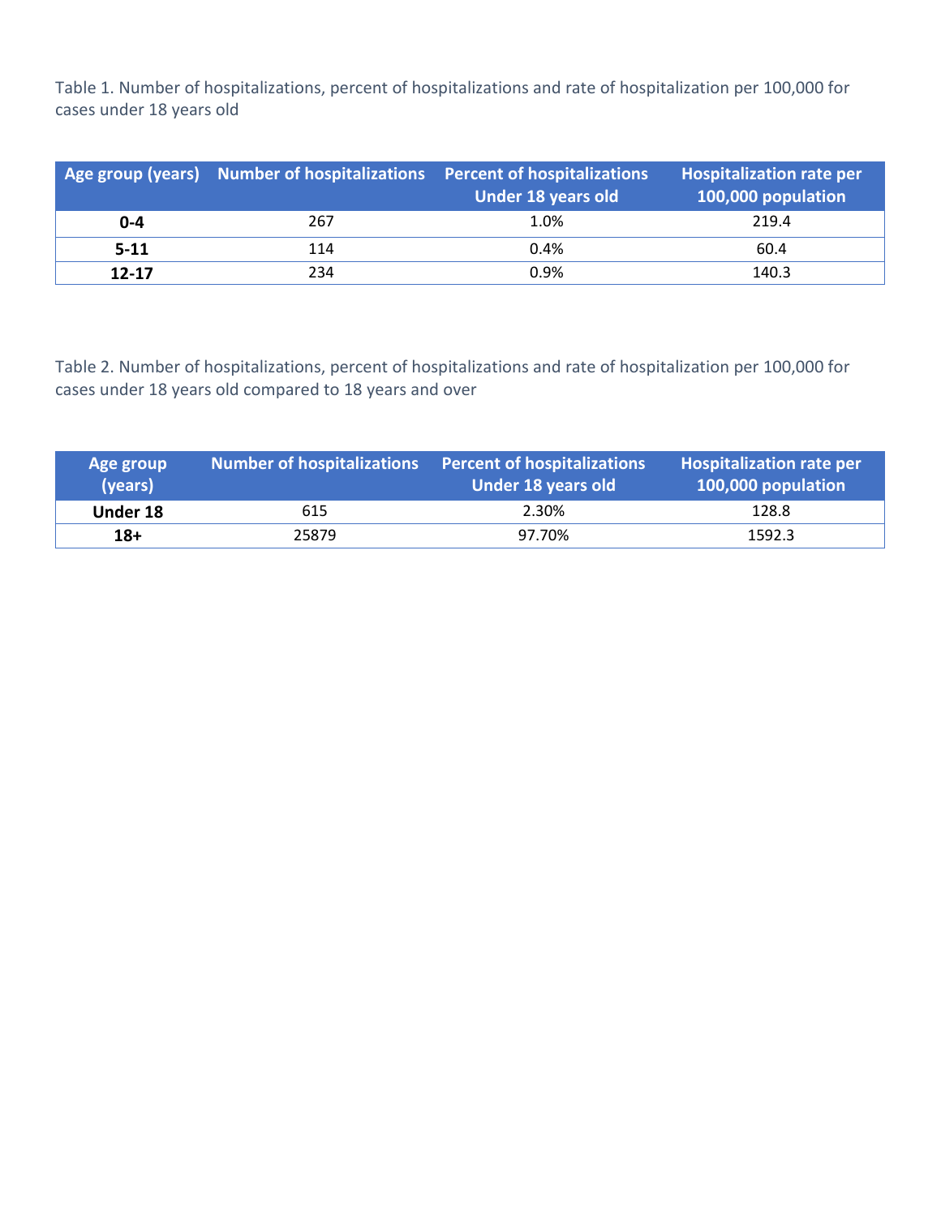Table 1. Number of hospitalizations, percent of hospitalizations and rate of hospitalization per 100,000 for cases under 18 years old

| Age group (years) | Number of hospitalizations | Percent of hospitalizations Under 18 years old | Hospitalization rate per 100,000 population |
|---|---|---|---|
| **0-4** | 267 | 1.0% | 219.4 |
| **5-11** | 114 | 0.4% | 60.4 |
| **12-17** | 234 | 0.9% | 140.3 |

Table 2. Number of hospitalizations, percent of hospitalizations and rate of hospitalization per 100,000 for cases under 18 years old compared to 18 years and over

| Age group (years) | Number of hospitalizations | Percent of hospitalizations Under 18 years old | Hospitalization rate per 100,000 population |
|---|---|---|---|
| **Under 18** | 615 | 2.30% | 128.8 |
| **18+** | 25879 | 97.70% | 1592.3 |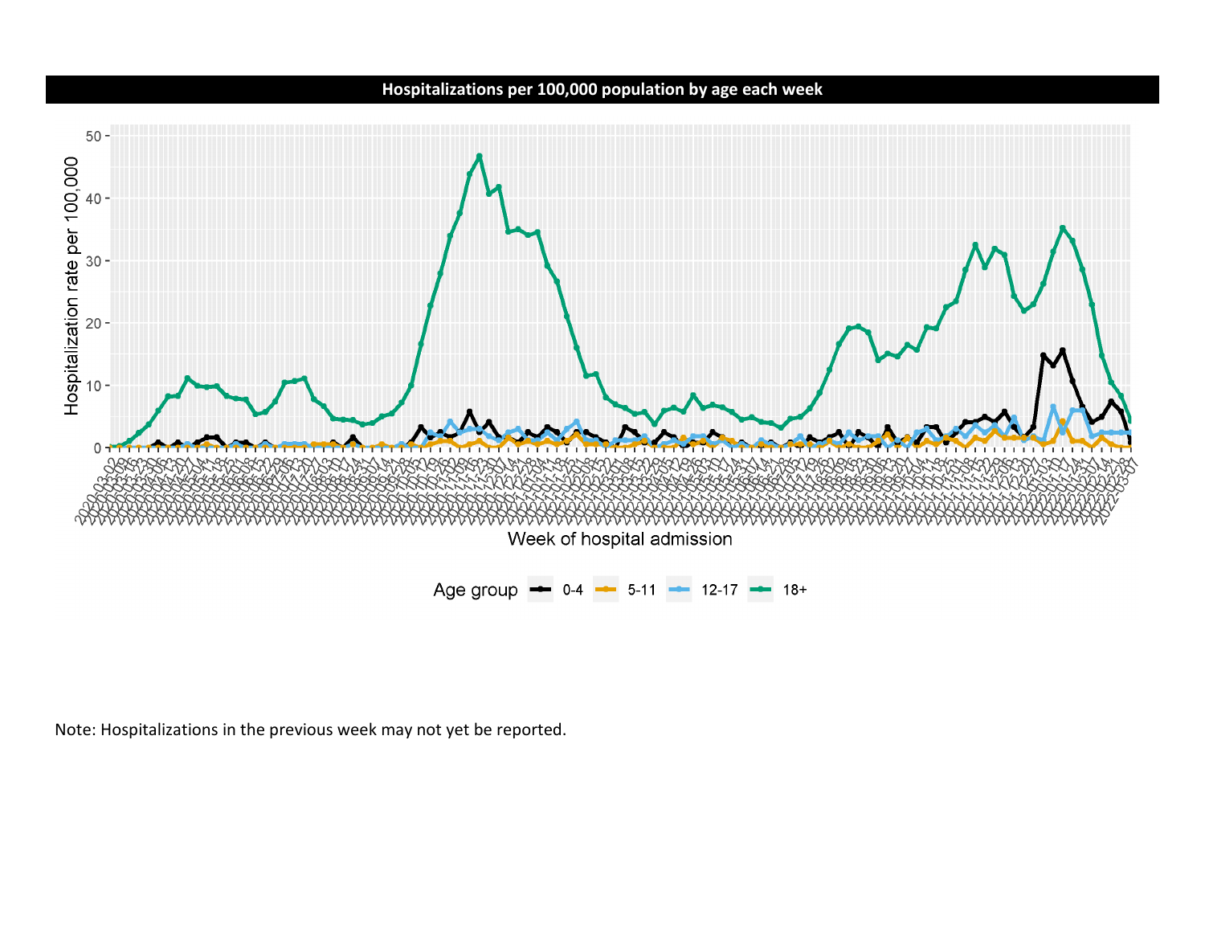## Hospitalizations per 100,000 population by age each week

Note: Hospitalizations in the previous week may not yet be reported.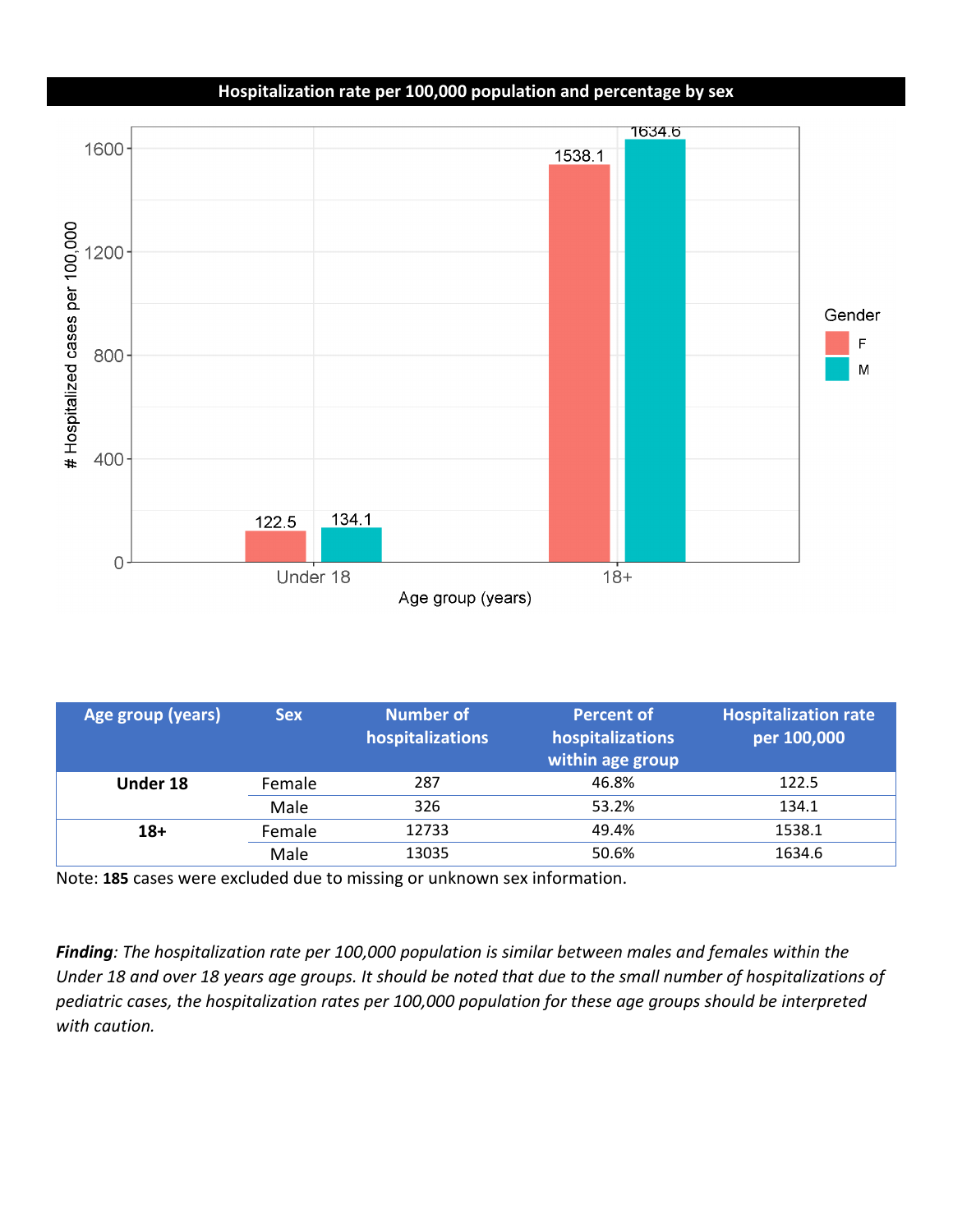## Hospitalization rate per 100,000 population and percentage by sex

| Age group (years) | Sex | Number of hospitalizations | Percent of hospitalizations within age group | Hospitalization rate per 100,000 |
|---|---|---|---|---|
| **Under 18** | Female | 287 | 46.8% | 122.5 |
| | Male | 326 | 53.2% | 134.1 |
| **18+** | Female | 12733 | 49.4% | 1538.1 |
| | Male | 13035 | 50.6% | 1634.6 |

Note: **185** cases were excluded due to missing or unknown sex information.

***Finding**: The hospitalization rate per 100,000 population is similar between males and females within the Under 18 and over 18 years age groups. It should be noted that due to the small number of hospitalizations of pediatric cases, the hospitalization rates per 100,000 population for these age groups should be interpreted with caution.*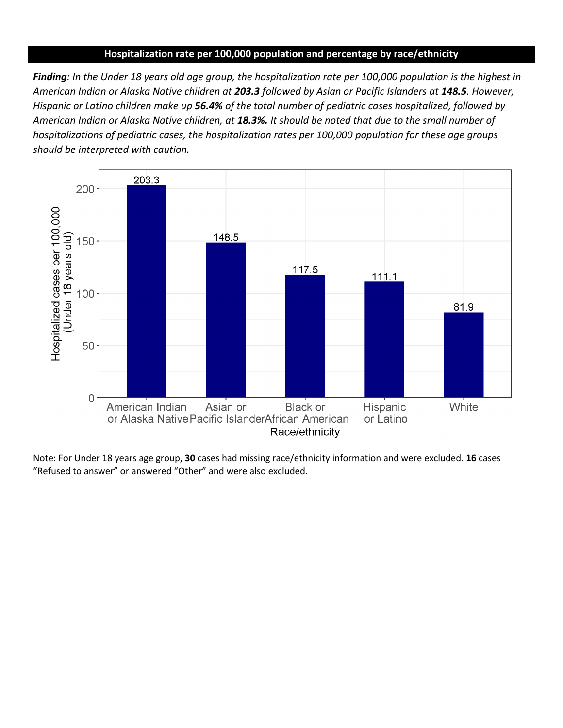## Hospitalization rate per 100,000 population and percentage by race/ethnicity

***Finding**: In the Under 18 years old age group, the hospitalization rate per 100,000 population is the highest in American Indian or Alaska Native children at **203.3** followed by Asian or Pacific Islanders at **148.5**. However, Hispanic or Latino children make up **56.4%** of the total number of pediatric cases hospitalized, followed by American Indian or Alaska Native children, at **18.3%.** It should be noted that due to the small number of hospitalizations of pediatric cases, the hospitalization rates per 100,000 population for these age groups should be interpreted with caution.*

| Race/ethnicity | Hospitalized cases per 100,000 (Under 18 years old) |
| --- | --- |
| American Indian or Alaska Native | 203.3 |
| Asian or Pacific Islander | 148.5 |
| Black or African American | 117.5 |
| Hispanic or Latino | 111.1 |
| White | 81.9 |

Note: For Under 18 years age group, **30** cases had missing race/ethnicity information and were excluded. **16** cases "Refused to answer" or answered "Other" and were also excluded.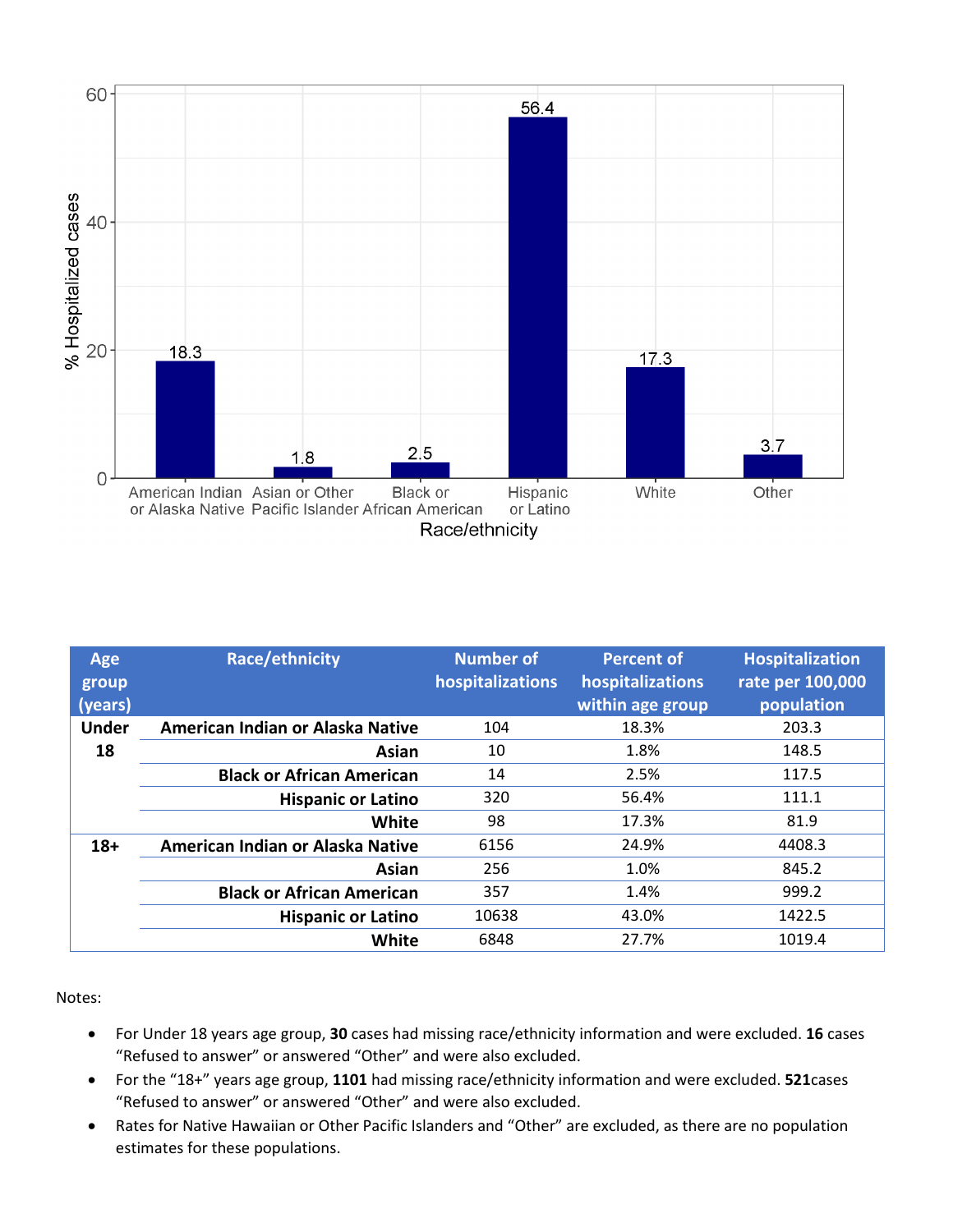| Age group (years) | Race/ethnicity | Number of hospitalizations | Percent of hospitalizations within age group | Hospitalization rate per 100,000 population |
|---|---|---|---|---|
| Under 18 | American Indian or Alaska Native | 104 | 18.3% | 203.3 |
| | Asian | 10 | 1.8% | 148.5 |
| | Black or African American | 14 | 2.5% | 117.5 |
| | Hispanic or Latino | 320 | 56.4% | 111.1 |
| | White | 98 | 17.3% | 81.9 |
| 18+ | American Indian or Alaska Native | 6156 | 24.9% | 4408.3 |
| | Asian | 256 | 1.0% | 845.2 |
| | Black or African American | 357 | 1.4% | 999.2 |
| | Hispanic or Latino | 10638 | 43.0% | 1422.5 |
| | White | 6848 | 27.7% | 1019.4 |

Notes:

- For Under 18 years age group, **30** cases had missing race/ethnicity information and were excluded. **16** cases "Refused to answer" or answered "Other" and were also excluded.
- For the "18+" years age group, **1101** had missing race/ethnicity information and were excluded. **521**cases "Refused to answer" or answered "Other" and were also excluded.
- Rates for Native Hawaiian or Other Pacific Islanders and "Other" are excluded, as there are no population estimates for these populations.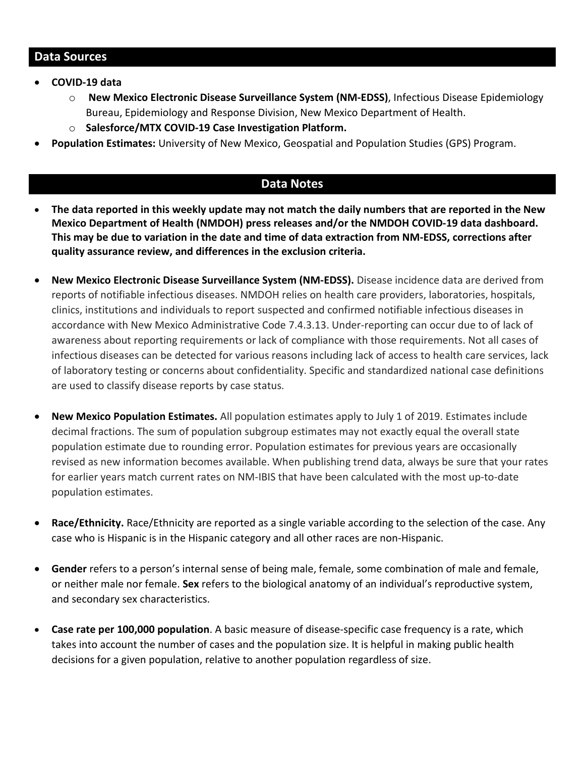## Data Sources

- **COVID-19 data**
  - **New Mexico Electronic Disease Surveillance System (NM-EDSS)**, Infectious Disease Epidemiology Bureau, Epidemiology and Response Division, New Mexico Department of Health.
  - **Salesforce/MTX COVID-19 Case Investigation Platform.**
- **Population Estimates:** University of New Mexico, Geospatial and Population Studies (GPS) Program.

## Data Notes

- **The data reported in this weekly update may not match the daily numbers that are reported in the New Mexico Department of Health (NMDOH) press releases and/or the NMDOH COVID-19 data dashboard. This may be due to variation in the date and time of data extraction from NM-EDSS, corrections after quality assurance review, and differences in the exclusion criteria.**

- **New Mexico Electronic Disease Surveillance System (NM-EDSS).** Disease incidence data are derived from reports of notifiable infectious diseases. NMDOH relies on health care providers, laboratories, hospitals, clinics, institutions and individuals to report suspected and confirmed notifiable infectious diseases in accordance with New Mexico Administrative Code 7.4.3.13. Under-reporting can occur due to of lack of awareness about reporting requirements or lack of compliance with those requirements. Not all cases of infectious diseases can be detected for various reasons including lack of access to health care services, lack of laboratory testing or concerns about confidentiality. Specific and standardized national case definitions are used to classify disease reports by case status.

- **New Mexico Population Estimates.** All population estimates apply to July 1 of 2019. Estimates include decimal fractions. The sum of population subgroup estimates may not exactly equal the overall state population estimate due to rounding error. Population estimates for previous years are occasionally revised as new information becomes available. When publishing trend data, always be sure that your rates for earlier years match current rates on NM-IBIS that have been calculated with the most up-to-date population estimates.

- **Race/Ethnicity.** Race/Ethnicity are reported as a single variable according to the selection of the case. Any case who is Hispanic is in the Hispanic category and all other races are non-Hispanic.

- **Gender** refers to a person's internal sense of being male, female, some combination of male and female, or neither male nor female. **Sex** refers to the biological anatomy of an individual's reproductive system, and secondary sex characteristics.

- **Case rate per 100,000 population**. A basic measure of disease-specific case frequency is a rate, which takes into account the number of cases and the population size. It is helpful in making public health decisions for a given population, relative to another population regardless of size.